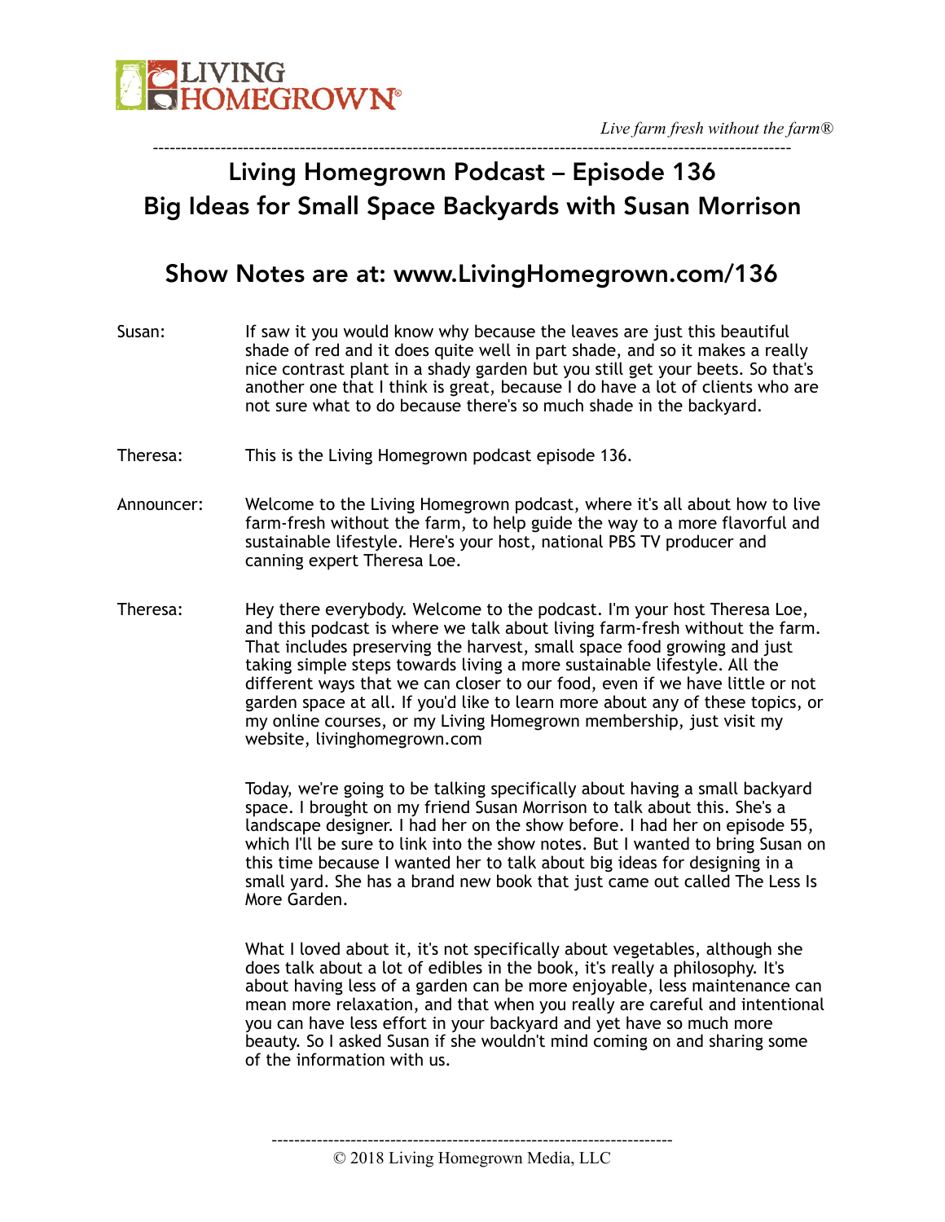# Living Homegrown Podcast – Episode 136
## Big Ideas for Small Space Backyards with Susan Morrison

## Show Notes are at: www.LivingHomegrown.com/136

**Susan:** If saw it you would know why because the leaves are just this beautiful shade of red and it does quite well in part shade, and so it makes a really nice contrast plant in a shady garden but you still get your beets. So that's another one that I think is great, because I do have a lot of clients who are not sure what to do because there's so much shade in the backyard.

**Theresa:** This is the Living Homegrown podcast episode 136.

**Announcer:** Welcome to the Living Homegrown podcast, where it's all about how to live farm-fresh without the farm, to help guide the way to a more flavorful and sustainable lifestyle. Here's your host, national PBS TV producer and canning expert Theresa Loe.

**Theresa:** Hey there everybody. Welcome to the podcast. I'm your host Theresa Loe, and this podcast is where we talk about living farm-fresh without the farm. That includes preserving the harvest, small space food growing and just taking simple steps towards living a more sustainable lifestyle. All the different ways that we can closer to our food, even if we have little or not garden space at all. If you'd like to learn more about any of these topics, or my online courses, or my Living Homegrown membership, just visit my website, livinghomegrown.com

Today, we're going to be talking specifically about having a small backyard space. I brought on my friend Susan Morrison to talk about this. She's a landscape designer. I had her on the show before. I had her on episode 55, which I'll be sure to link into the show notes. But I wanted to bring Susan on this time because I wanted her to talk about big ideas for designing in a small yard. She has a brand new book that just came out called The Less Is More Garden.

What I loved about it, it's not specifically about vegetables, although she does talk about a lot of edibles in the book, it's really a philosophy. It's about having less of a garden can be more enjoyable, less maintenance can mean more relaxation, and that when you really are careful and intentional you can have less effort in your backyard and yet have so much more beauty. So I asked Susan if she wouldn't mind coming on and sharing some of the information with us.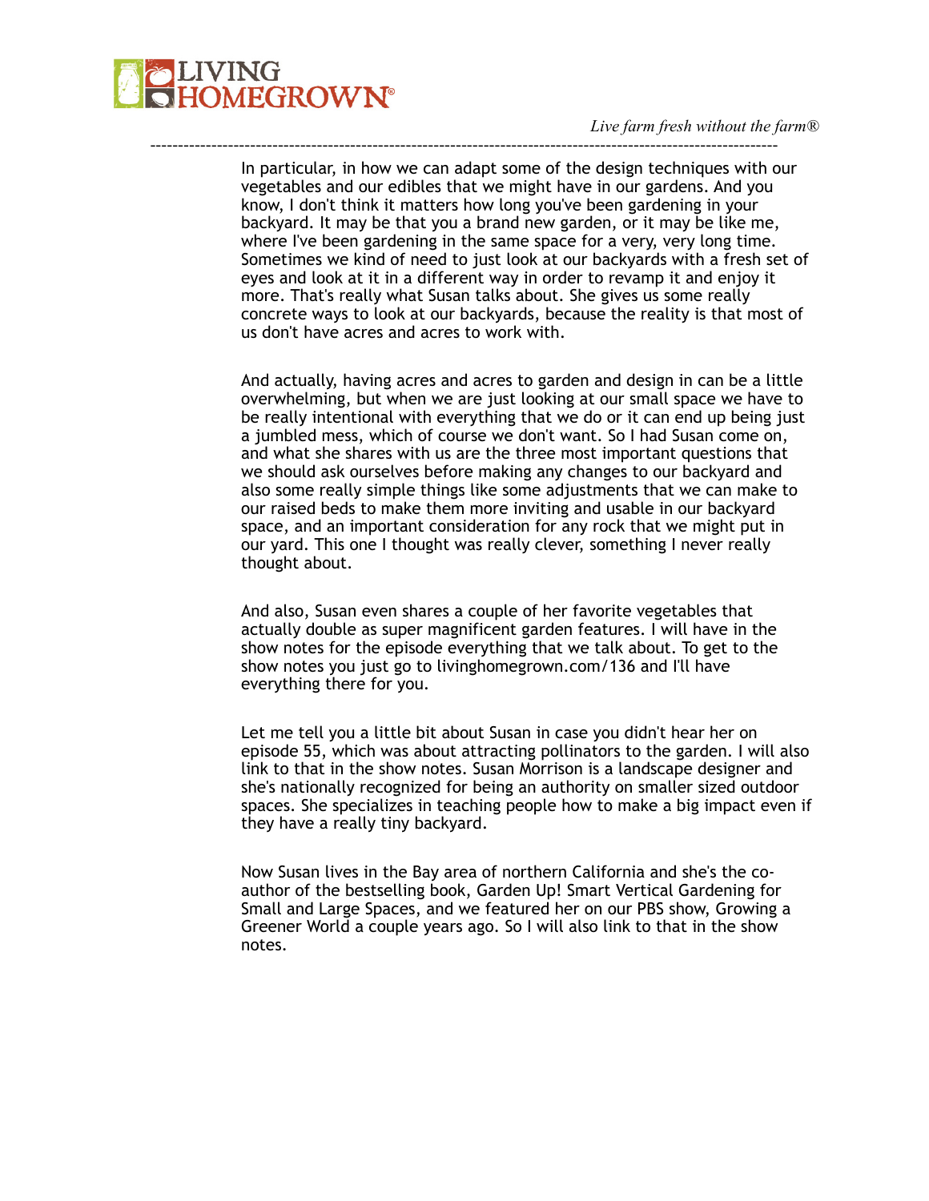In particular, in how we can adapt some of the design techniques with our vegetables and our edibles that we might have in our gardens. And you know, I don't think it matters how long you've been gardening in your backyard. It may be that you a brand new garden, or it may be like me, where I've been gardening in the same space for a very, very long time. Sometimes we kind of need to just look at our backyards with a fresh set of eyes and look at it in a different way in order to revamp it and enjoy it more. That's really what Susan talks about. She gives us some really concrete ways to look at our backyards, because the reality is that most of us don't have acres and acres to work with.

And actually, having acres and acres to garden and design in can be a little overwhelming, but when we are just looking at our small space we have to be really intentional with everything that we do or it can end up being just a jumbled mess, which of course we don't want. So I had Susan come on, and what she shares with us are the three most important questions that we should ask ourselves before making any changes to our backyard and also some really simple things like some adjustments that we can make to our raised beds to make them more inviting and usable in our backyard space, and an important consideration for any rock that we might put in our yard. This one I thought was really clever, something I never really thought about.

And also, Susan even shares a couple of her favorite vegetables that actually double as super magnificent garden features. I will have in the show notes for the episode everything that we talk about. To get to the show notes you just go to livinghomegrown.com/136 and I'll have everything there for you.

Let me tell you a little bit about Susan in case you didn't hear her on episode 55, which was about attracting pollinators to the garden. I will also link to that in the show notes. Susan Morrison is a landscape designer and she's nationally recognized for being an authority on smaller sized outdoor spaces. She specializes in teaching people how to make a big impact even if they have a really tiny backyard.

Now Susan lives in the Bay area of northern California and she's the co-author of the bestselling book, Garden Up! Smart Vertical Gardening for Small and Large Spaces, and we featured her on our PBS show, Growing a Greener World a couple years ago. So I will also link to that in the show notes.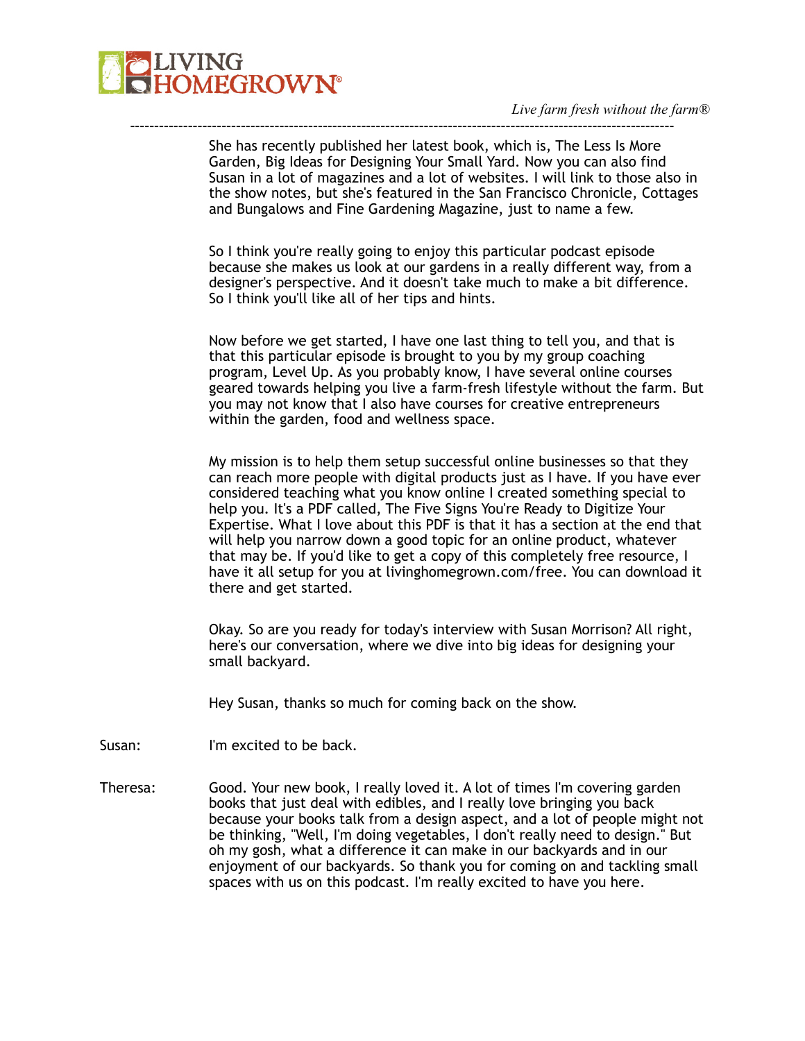She has recently published her latest book, which is, The Less Is More Garden, Big Ideas for Designing Your Small Yard. Now you can also find Susan in a lot of magazines and a lot of websites. I will link to those also in the show notes, but she's featured in the San Francisco Chronicle, Cottages and Bungalows and Fine Gardening Magazine, just to name a few.

So I think you're really going to enjoy this particular podcast episode because she makes us look at our gardens in a really different way, from a designer's perspective. And it doesn't take much to make a bit difference. So I think you'll like all of her tips and hints.

Now before we get started, I have one last thing to tell you, and that is that this particular episode is brought to you by my group coaching program, Level Up. As you probably know, I have several online courses geared towards helping you live a farm-fresh lifestyle without the farm. But you may not know that I also have courses for creative entrepreneurs within the garden, food and wellness space.

My mission is to help them setup successful online businesses so that they can reach more people with digital products just as I have. If you have ever considered teaching what you know online I created something special to help you. It's a PDF called, The Five Signs You're Ready to Digitize Your Expertise. What I love about this PDF is that it has a section at the end that will help you narrow down a good topic for an online product, whatever that may be. If you'd like to get a copy of this completely free resource, I have it all setup for you at livinghomegrown.com/free. You can download it there and get started.

Okay. So are you ready for today's interview with Susan Morrison? All right, here's our conversation, where we dive into big ideas for designing your small backyard.

Hey Susan, thanks so much for coming back on the show.

Susan: I'm excited to be back.

Theresa: Good. Your new book, I really loved it. A lot of times I'm covering garden books that just deal with edibles, and I really love bringing you back because your books talk from a design aspect, and a lot of people might not be thinking, "Well, I'm doing vegetables, I don't really need to design." But oh my gosh, what a difference it can make in our backyards and in our enjoyment of our backyards. So thank you for coming on and tackling small spaces with us on this podcast. I'm really excited to have you here.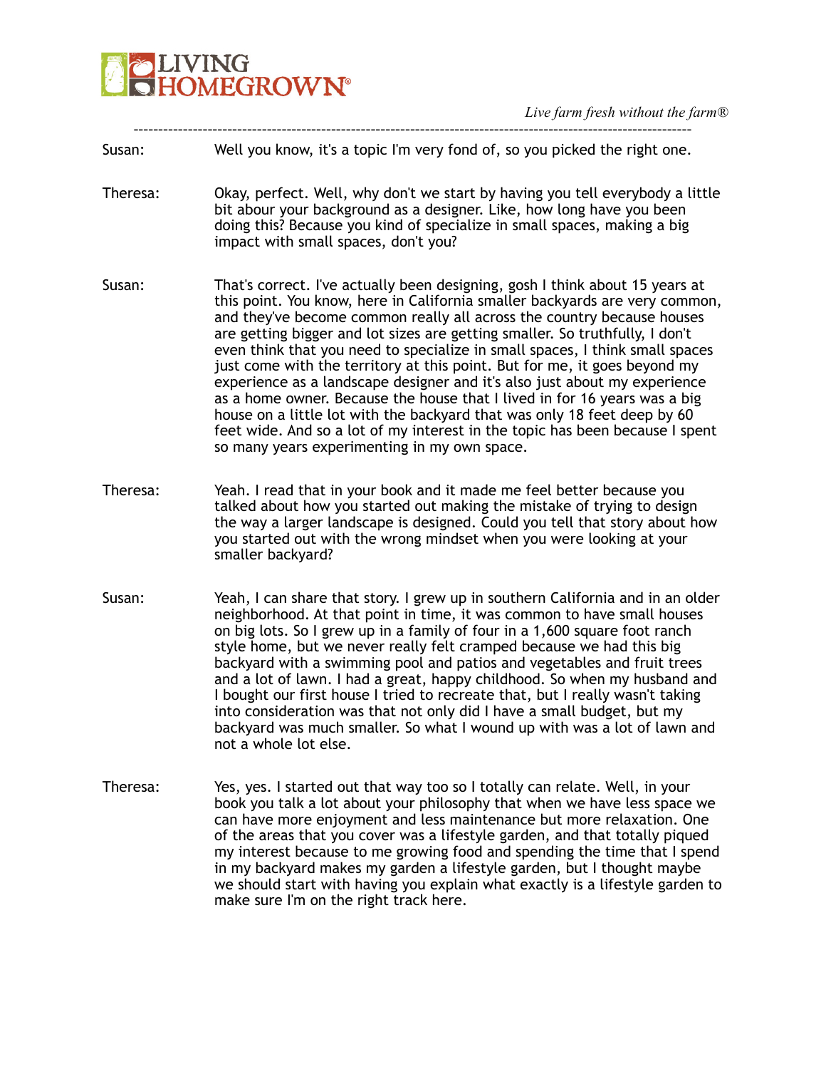**Susan:** Well you know, it's a topic I'm very fond of, so you picked the right one.

**Theresa:** Okay, perfect. Well, why don't we start by having you tell everybody a little bit abour your background as a designer. Like, how long have you been doing this? Because you kind of specialize in small spaces, making a big impact with small spaces, don't you?

**Susan:** That's correct. I've actually been designing, gosh I think about 15 years at this point. You know, here in California smaller backyards are very common, and they've become common really all across the country because houses are getting bigger and lot sizes are getting smaller. So truthfully, I don't even think that you need to specialize in small spaces, I think small spaces just come with the territory at this point. But for me, it goes beyond my experience as a landscape designer and it's also just about my experience as a home owner. Because the house that I lived in for 16 years was a big house on a little lot with the backyard that was only 18 feet deep by 60 feet wide. And so a lot of my interest in the topic has been because I spent so many years experimenting in my own space.

**Theresa:** Yeah. I read that in your book and it made me feel better because you talked about how you started out making the mistake of trying to design the way a larger landscape is designed. Could you tell that story about how you started out with the wrong mindset when you were looking at your smaller backyard?

**Susan:** Yeah, I can share that story. I grew up in southern California and in an older neighborhood. At that point in time, it was common to have small houses on big lots. So I grew up in a family of four in a 1,600 square foot ranch style home, but we never really felt cramped because we had this big backyard with a swimming pool and patios and vegetables and fruit trees and a lot of lawn. I had a great, happy childhood. So when my husband and I bought our first house I tried to recreate that, but I really wasn't taking into consideration was that not only did I have a small budget, but my backyard was much smaller. So what I wound up with was a lot of lawn and not a whole lot else.

**Theresa:** Yes, yes. I started out that way too so I totally can relate. Well, in your book you talk a lot about your philosophy that when we have less space we can have more enjoyment and less maintenance but more relaxation. One of the areas that you cover was a lifestyle garden, and that totally piqued my interest because to me growing food and spending the time that I spend in my backyard makes my garden a lifestyle garden, but I thought maybe we should start with having you explain what exactly is a lifestyle garden to make sure I'm on the right track here.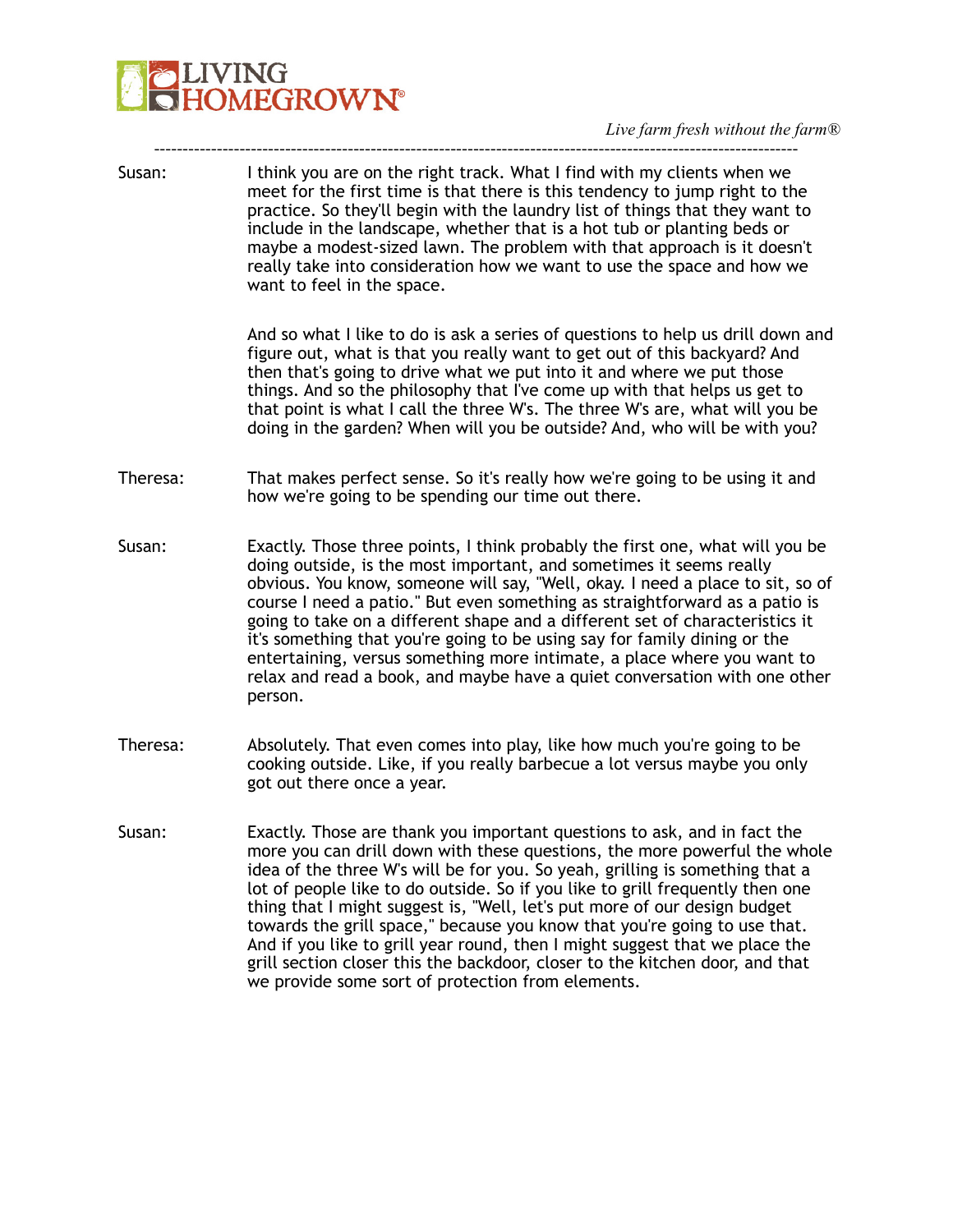Susan: I think you are on the right track. What I find with my clients when we meet for the first time is that there is this tendency to jump right to the practice. So they'll begin with the laundry list of things that they want to include in the landscape, whether that is a hot tub or planting beds or maybe a modest-sized lawn. The problem with that approach is it doesn't really take into consideration how we want to use the space and how we want to feel in the space.

And so what I like to do is ask a series of questions to help us drill down and figure out, what is that you really want to get out of this backyard? And then that's going to drive what we put into it and where we put those things. And so the philosophy that I've come up with that helps us get to that point is what I call the three W's. The three W's are, what will you be doing in the garden? When will you be outside? And, who will be with you?

Theresa: That makes perfect sense. So it's really how we're going to be using it and how we're going to be spending our time out there.

Susan: Exactly. Those three points, I think probably the first one, what will you be doing outside, is the most important, and sometimes it seems really obvious. You know, someone will say, "Well, okay. I need a place to sit, so of course I need a patio." But even something as straightforward as a patio is going to take on a different shape and a different set of characteristics it it's something that you're going to be using say for family dining or the entertaining, versus something more intimate, a place where you want to relax and read a book, and maybe have a quiet conversation with one other person.

Theresa: Absolutely. That even comes into play, like how much you're going to be cooking outside. Like, if you really barbecue a lot versus maybe you only got out there once a year.

Susan: Exactly. Those are thank you important questions to ask, and in fact the more you can drill down with these questions, the more powerful the whole idea of the three W's will be for you. So yeah, grilling is something that a lot of people like to do outside. So if you like to grill frequently then one thing that I might suggest is, "Well, let's put more of our design budget towards the grill space," because you know that you're going to use that. And if you like to grill year round, then I might suggest that we place the grill section closer this the backdoor, closer to the kitchen door, and that we provide some sort of protection from elements.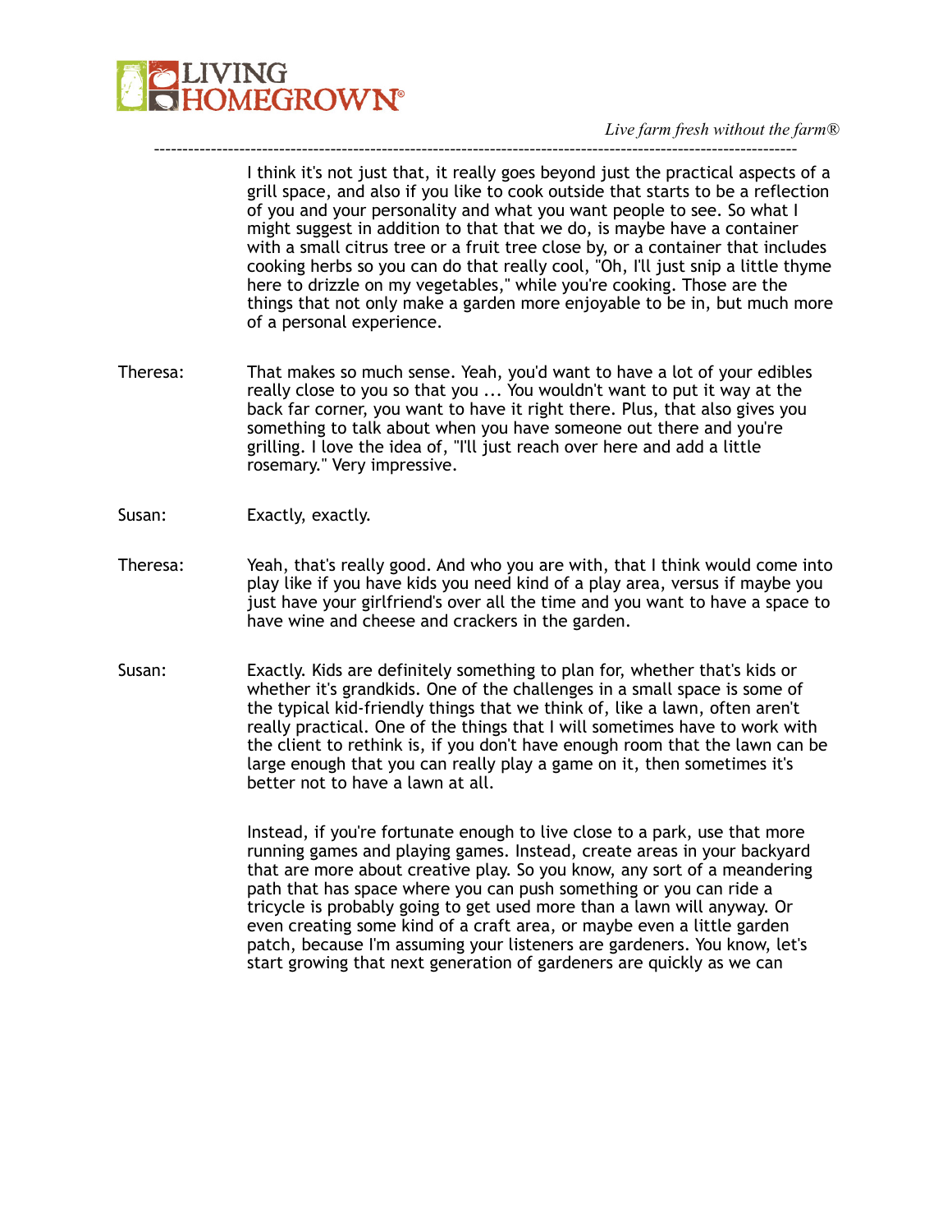I think it's not just that, it really goes beyond just the practical aspects of a grill space, and also if you like to cook outside that starts to be a reflection of you and your personality and what you want people to see. So what I might suggest in addition to that that we do, is maybe have a container with a small citrus tree or a fruit tree close by, or a container that includes cooking herbs so you can do that really cool, "Oh, I'll just snip a little thyme here to drizzle on my vegetables," while you're cooking. Those are the things that not only make a garden more enjoyable to be in, but much more of a personal experience.

Theresa: That makes so much sense. Yeah, you'd want to have a lot of your edibles really close to you so that you ... You wouldn't want to put it way at the back far corner, you want to have it right there. Plus, that also gives you something to talk about when you have someone out there and you're grilling. I love the idea of, "I'll just reach over here and add a little rosemary." Very impressive.

Susan: Exactly, exactly.

Theresa: Yeah, that's really good. And who you are with, that I think would come into play like if you have kids you need kind of a play area, versus if maybe you just have your girlfriend's over all the time and you want to have a space to have wine and cheese and crackers in the garden.

Susan: Exactly. Kids are definitely something to plan for, whether that's kids or whether it's grandkids. One of the challenges in a small space is some of the typical kid-friendly things that we think of, like a lawn, often aren't really practical. One of the things that I will sometimes have to work with the client to rethink is, if you don't have enough room that the lawn can be large enough that you can really play a game on it, then sometimes it's better not to have a lawn at all.

Instead, if you're fortunate enough to live close to a park, use that more running games and playing games. Instead, create areas in your backyard that are more about creative play. So you know, any sort of a meandering path that has space where you can push something or you can ride a tricycle is probably going to get used more than a lawn will anyway. Or even creating some kind of a craft area, or maybe even a little garden patch, because I'm assuming your listeners are gardeners. You know, let's start growing that next generation of gardeners are quickly as we can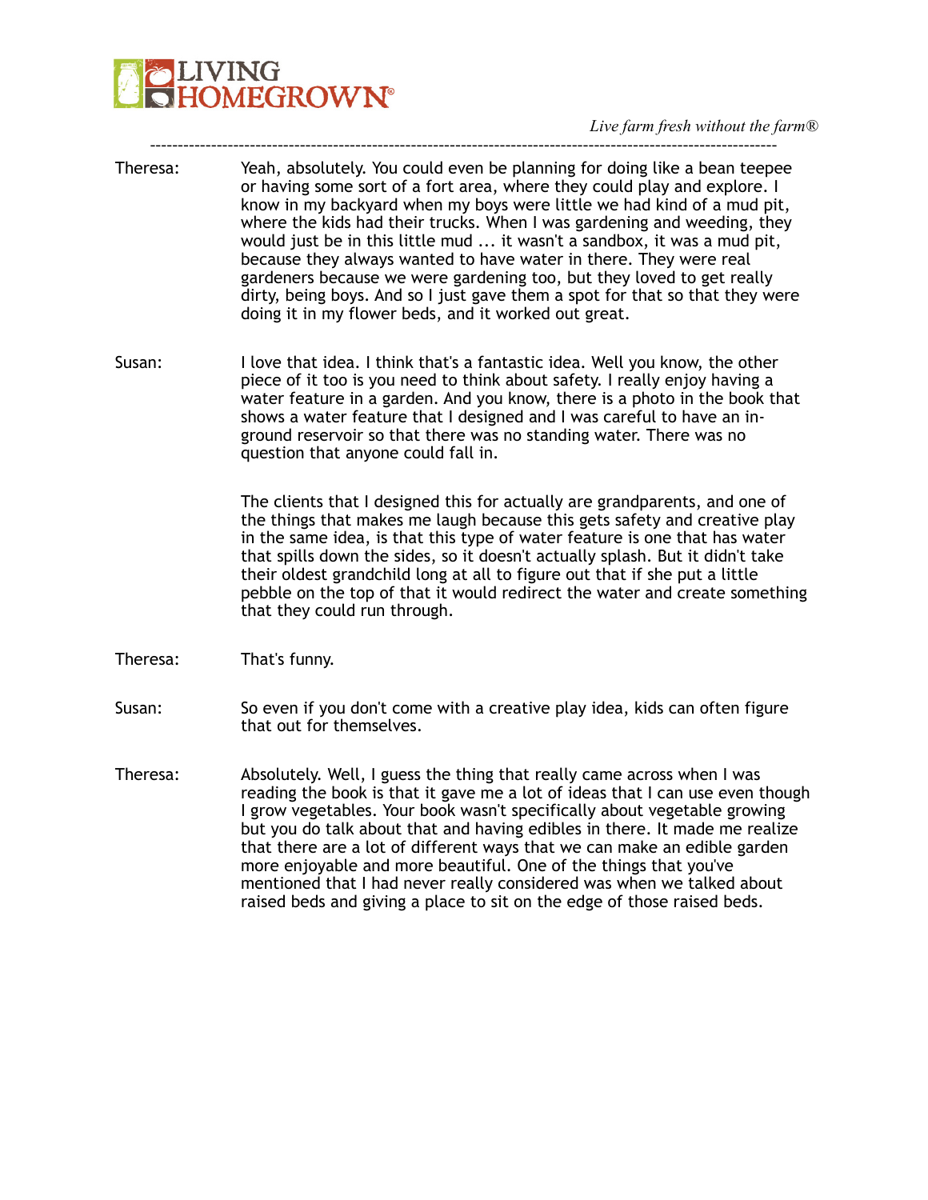**Theresa:** Yeah, absolutely. You could even be planning for doing like a bean teepee or having some sort of a fort area, where they could play and explore. I know in my backyard when my boys were little we had kind of a mud pit, where the kids had their trucks. When I was gardening and weeding, they would just be in this little mud ... it wasn't a sandbox, it was a mud pit, because they always wanted to have water in there. They were real gardeners because we were gardening too, but they loved to get really dirty, being boys. And so I just gave them a spot for that so that they were doing it in my flower beds, and it worked out great.

**Susan:** I love that idea. I think that's a fantastic idea. Well you know, the other piece of it too is you need to think about safety. I really enjoy having a water feature in a garden. And you know, there is a photo in the book that shows a water feature that I designed and I was careful to have an in-ground reservoir so that there was no standing water. There was no question that anyone could fall in.

The clients that I designed this for actually are grandparents, and one of the things that makes me laugh because this gets safety and creative play in the same idea, is that this type of water feature is one that has water that spills down the sides, so it doesn't actually splash. But it didn't take their oldest grandchild long at all to figure out that if she put a little pebble on the top of that it would redirect the water and create something that they could run through.

**Theresa:** That's funny.

**Susan:** So even if you don't come with a creative play idea, kids can often figure that out for themselves.

**Theresa:** Absolutely. Well, I guess the thing that really came across when I was reading the book is that it gave me a lot of ideas that I can use even though I grow vegetables. Your book wasn't specifically about vegetable growing but you do talk about that and having edibles in there. It made me realize that there are a lot of different ways that we can make an edible garden more enjoyable and more beautiful. One of the things that you've mentioned that I had never really considered was when we talked about raised beds and giving a place to sit on the edge of those raised beds.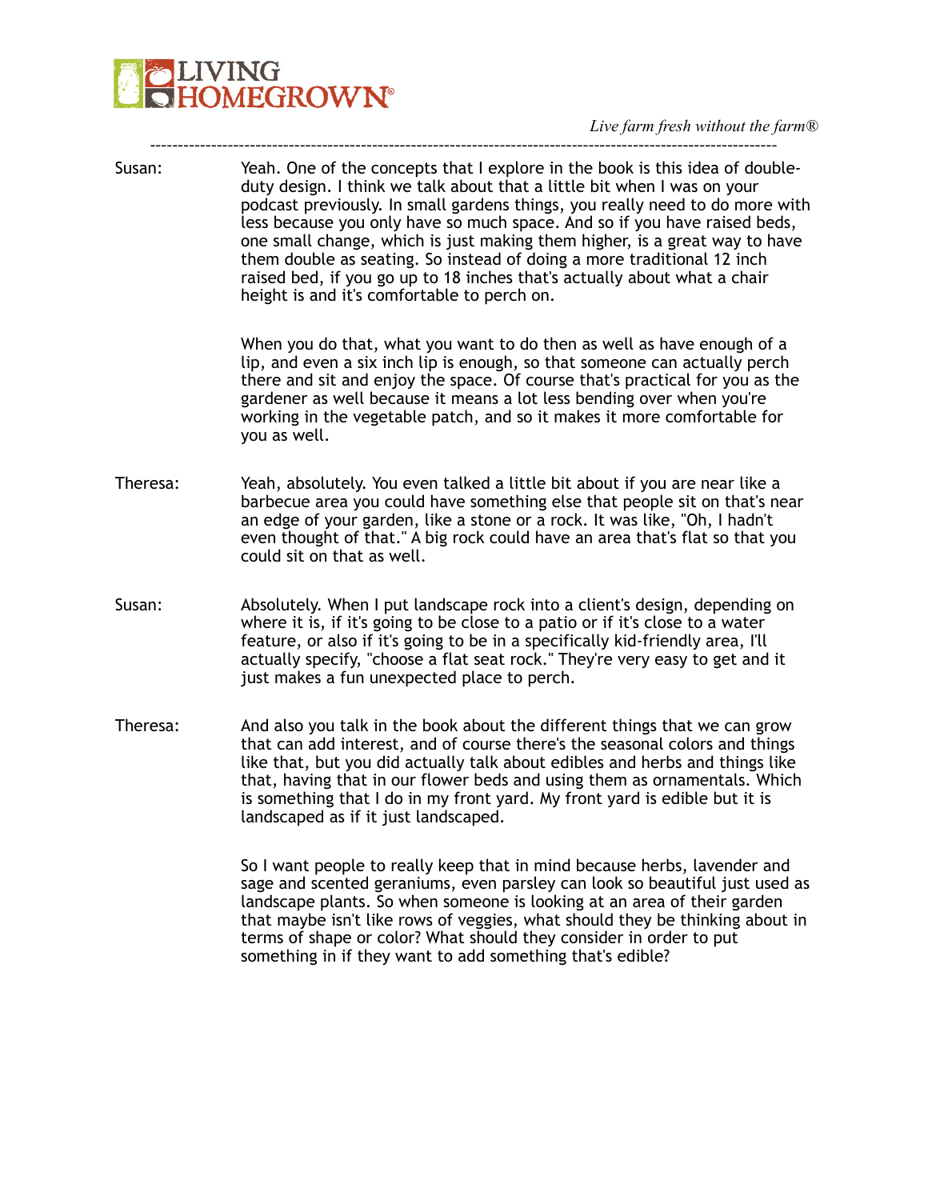Susan: Yeah. One of the concepts that I explore in the book is this idea of double-duty design. I think we talk about that a little bit when I was on your podcast previously. In small gardens things, you really need to do more with less because you only have so much space. And so if you have raised beds, one small change, which is just making them higher, is a great way to have them double as seating. So instead of doing a more traditional 12 inch raised bed, if you go up to 18 inches that's actually about what a chair height is and it's comfortable to perch on.

When you do that, what you want to do then as well as have enough of a lip, and even a six inch lip is enough, so that someone can actually perch there and sit and enjoy the space. Of course that's practical for you as the gardener as well because it means a lot less bending over when you're working in the vegetable patch, and so it makes it more comfortable for you as well.

Theresa: Yeah, absolutely. You even talked a little bit about if you are near like a barbecue area you could have something else that people sit on that's near an edge of your garden, like a stone or a rock. It was like, "Oh, I hadn't even thought of that." A big rock could have an area that's flat so that you could sit on that as well.

Susan: Absolutely. When I put landscape rock into a client's design, depending on where it is, if it's going to be close to a patio or if it's close to a water feature, or also if it's going to be in a specifically kid-friendly area, I'll actually specify, "choose a flat seat rock." They're very easy to get and it just makes a fun unexpected place to perch.

Theresa: And also you talk in the book about the different things that we can grow that can add interest, and of course there's the seasonal colors and things like that, but you did actually talk about edibles and herbs and things like that, having that in our flower beds and using them as ornamentals. Which is something that I do in my front yard. My front yard is edible but it is landscaped as if it just landscaped.

So I want people to really keep that in mind because herbs, lavender and sage and scented geraniums, even parsley can look so beautiful just used as landscape plants. So when someone is looking at an area of their garden that maybe isn't like rows of veggies, what should they be thinking about in terms of shape or color? What should they consider in order to put something in if they want to add something that's edible?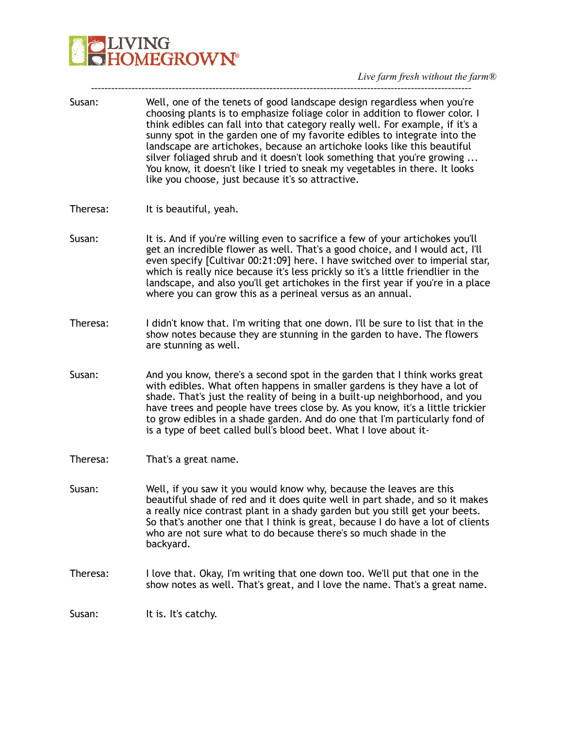Susan: Well, one of the tenets of good landscape design regardless when you're choosing plants is to emphasize foliage color in addition to flower color. I think edibles can fall into that category really well. For example, if it's a sunny spot in the garden one of my favorite edibles to integrate into the landscape are artichokes, because an artichoke looks like this beautiful silver foliaged shrub and it doesn't look something that you're growing ... You know, it doesn't like I tried to sneak my vegetables in there. It looks like you choose, just because it's so attractive.

Theresa: It is beautiful, yeah.

Susan: It is. And if you're willing even to sacrifice a few of your artichokes you'll get an incredible flower as well. That's a good choice, and I would act, I'll even specify [Cultivar 00:21:09] here. I have switched over to imperial star, which is really nice because it's less prickly so it's a little friendlier in the landscape, and also you'll get artichokes in the first year if you're in a place where you can grow this as a perineal versus as an annual.

Theresa: I didn't know that. I'm writing that one down. I'll be sure to list that in the show notes because they are stunning in the garden to have. The flowers are stunning as well.

Susan: And you know, there's a second spot in the garden that I think works great with edibles. What often happens in smaller gardens is they have a lot of shade. That's just the reality of being in a built-up neighborhood, and you have trees and people have trees close by. As you know, it's a little trickier to grow edibles in a shade garden. And do one that I'm particularly fond of is a type of beet called bull's blood beet. What I love about it-

Theresa: That's a great name.

Susan: Well, if you saw it you would know why, because the leaves are this beautiful shade of red and it does quite well in part shade, and so it makes a really nice contrast plant in a shady garden but you still get your beets. So that's another one that I think is great, because I do have a lot of clients who are not sure what to do because there's so much shade in the backyard.

Theresa: I love that. Okay, I'm writing that one down too. We'll put that one in the show notes as well. That's great, and I love the name. That's a great name.

Susan: It is. It's catchy.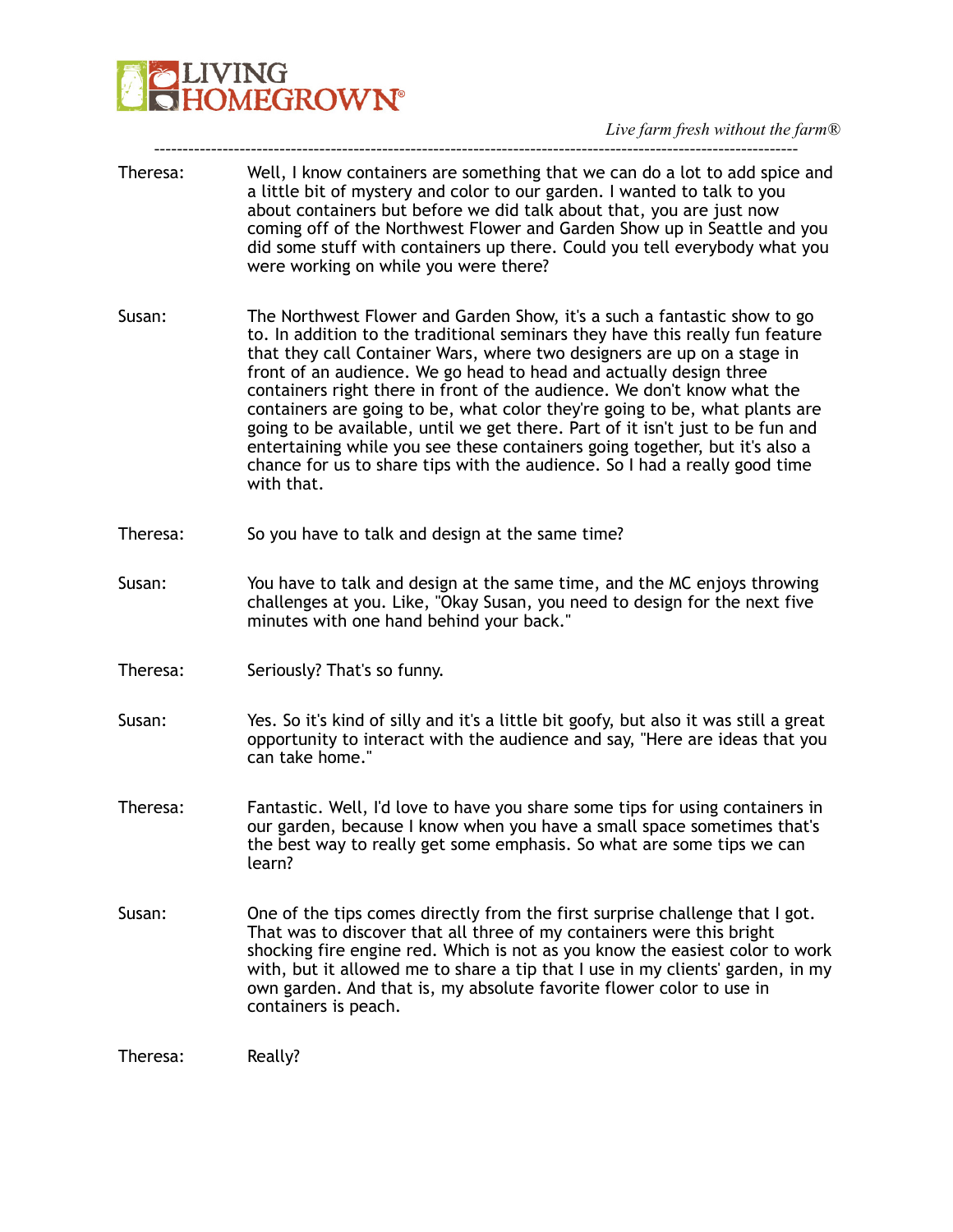Theresa: Well, I know containers are something that we can do a lot to add spice and a little bit of mystery and color to our garden. I wanted to talk to you about containers but before we did talk about that, you are just now coming off of the Northwest Flower and Garden Show up in Seattle and you did some stuff with containers up there. Could you tell everybody what you were working on while you were there?

Susan: The Northwest Flower and Garden Show, it's a such a fantastic show to go to. In addition to the traditional seminars they have this really fun feature that they call Container Wars, where two designers are up on a stage in front of an audience. We go head to head and actually design three containers right there in front of the audience. We don't know what the containers are going to be, what color they're going to be, what plants are going to be available, until we get there. Part of it isn't just to be fun and entertaining while you see these containers going together, but it's also a chance for us to share tips with the audience. So I had a really good time with that.

Theresa: So you have to talk and design at the same time?

Susan: You have to talk and design at the same time, and the MC enjoys throwing challenges at you. Like, "Okay Susan, you need to design for the next five minutes with one hand behind your back."

Theresa: Seriously? That's so funny.

Susan: Yes. So it's kind of silly and it's a little bit goofy, but also it was still a great opportunity to interact with the audience and say, "Here are ideas that you can take home."

Theresa: Fantastic. Well, I'd love to have you share some tips for using containers in our garden, because I know when you have a small space sometimes that's the best way to really get some emphasis. So what are some tips we can learn?

Susan: One of the tips comes directly from the first surprise challenge that I got. That was to discover that all three of my containers were this bright shocking fire engine red. Which is not as you know the easiest color to work with, but it allowed me to share a tip that I use in my clients' garden, in my own garden. And that is, my absolute favorite flower color to use in containers is peach.

Theresa: Really?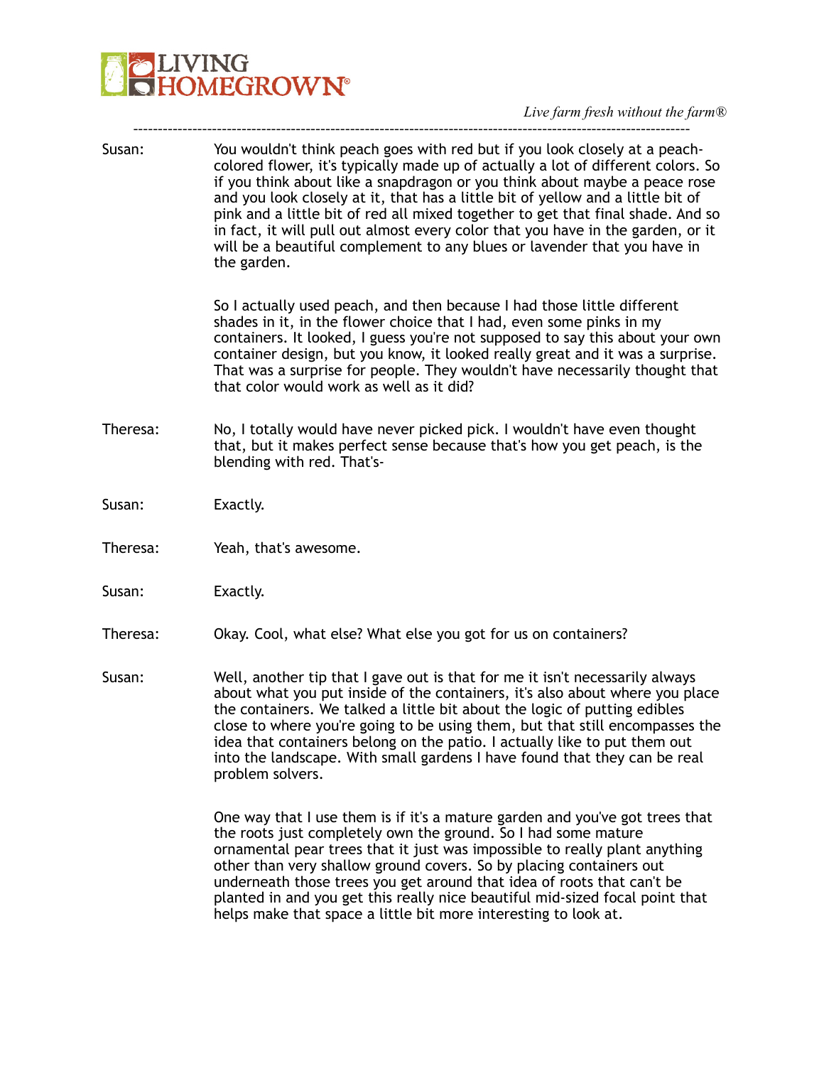Susan: You wouldn't think peach goes with red but if you look closely at a peach-colored flower, it's typically made up of actually a lot of different colors. So if you think about like a snapdragon or you think about maybe a peace rose and you look closely at it, that has a little bit of yellow and a little bit of pink and a little bit of red all mixed together to get that final shade. And so in fact, it will pull out almost every color that you have in the garden, or it will be a beautiful complement to any blues or lavender that you have in the garden.

So I actually used peach, and then because I had those little different shades in it, in the flower choice that I had, even some pinks in my containers. It looked, I guess you're not supposed to say this about your own container design, but you know, it looked really great and it was a surprise. That was a surprise for people. They wouldn't have necessarily thought that that color would work as well as it did?

Theresa: No, I totally would have never picked pick. I wouldn't have even thought that, but it makes perfect sense because that's how you get peach, is the blending with red. That's-

Susan: Exactly.

Theresa: Yeah, that's awesome.

Susan: Exactly.

Theresa: Okay. Cool, what else? What else you got for us on containers?

Susan: Well, another tip that I gave out is that for me it isn't necessarily always about what you put inside of the containers, it's also about where you place the containers. We talked a little bit about the logic of putting edibles close to where you're going to be using them, but that still encompasses the idea that containers belong on the patio. I actually like to put them out into the landscape. With small gardens I have found that they can be real problem solvers.

One way that I use them is if it's a mature garden and you've got trees that the roots just completely own the ground. So I had some mature ornamental pear trees that it just was impossible to really plant anything other than very shallow ground covers. So by placing containers out underneath those trees you get around that idea of roots that can't be planted in and you get this really nice beautiful mid-sized focal point that helps make that space a little bit more interesting to look at.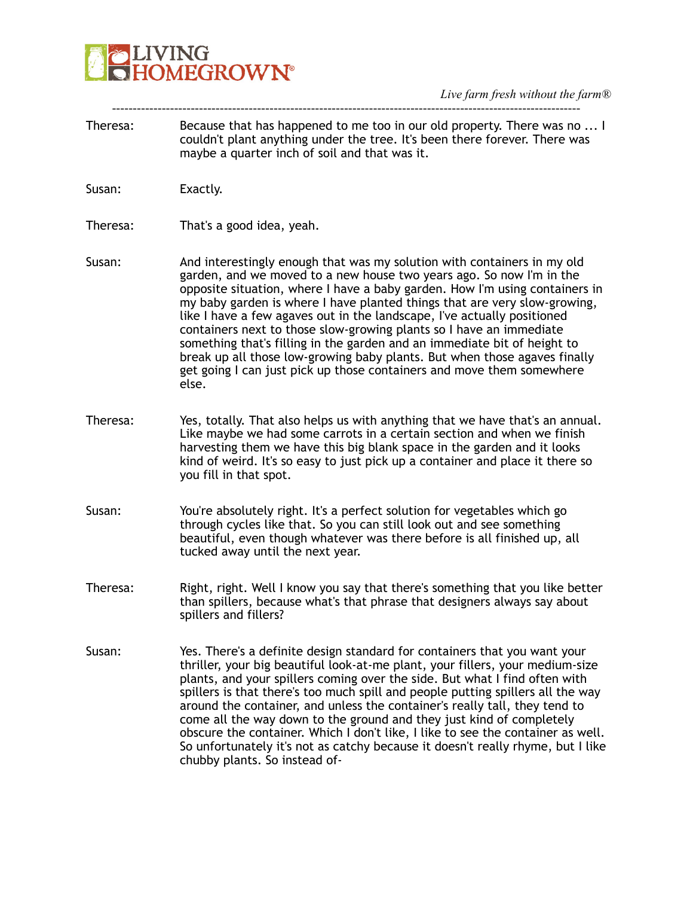Theresa: Because that has happened to me too in our old property. There was no ... I couldn't plant anything under the tree. It's been there forever. There was maybe a quarter inch of soil and that was it.

Susan: Exactly.

Theresa: That's a good idea, yeah.

Susan: And interestingly enough that was my solution with containers in my old garden, and we moved to a new house two years ago. So now I'm in the opposite situation, where I have a baby garden. How I'm using containers in my baby garden is where I have planted things that are very slow-growing, like I have a few agaves out in the landscape, I've actually positioned containers next to those slow-growing plants so I have an immediate something that's filling in the garden and an immediate bit of height to break up all those low-growing baby plants. But when those agaves finally get going I can just pick up those containers and move them somewhere else.

Theresa: Yes, totally. That also helps us with anything that we have that's an annual. Like maybe we had some carrots in a certain section and when we finish harvesting them we have this big blank space in the garden and it looks kind of weird. It's so easy to just pick up a container and place it there so you fill in that spot.

Susan: You're absolutely right. It's a perfect solution for vegetables which go through cycles like that. So you can still look out and see something beautiful, even though whatever was there before is all finished up, all tucked away until the next year.

Theresa: Right, right. Well I know you say that there's something that you like better than spillers, because what's that phrase that designers always say about spillers and fillers?

Susan: Yes. There's a definite design standard for containers that you want your thriller, your big beautiful look-at-me plant, your fillers, your medium-size plants, and your spillers coming over the side. But what I find often with spillers is that there's too much spill and people putting spillers all the way around the container, and unless the container's really tall, they tend to come all the way down to the ground and they just kind of completely obscure the container. Which I don't like, I like to see the container as well. So unfortunately it's not as catchy because it doesn't really rhyme, but I like chubby plants. So instead of-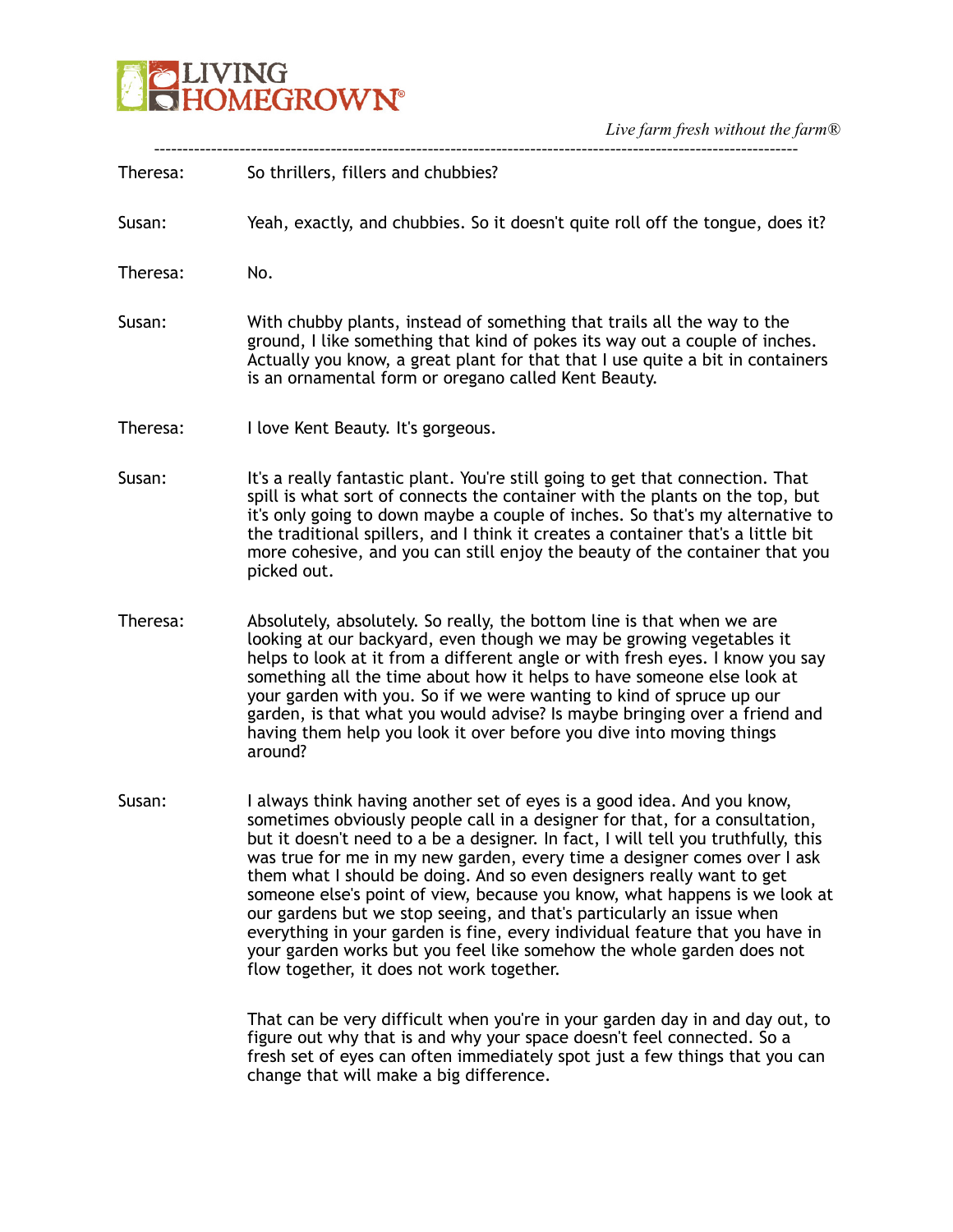Theresa: So thrillers, fillers and chubbies?

Susan: Yeah, exactly, and chubbies. So it doesn't quite roll off the tongue, does it?

Theresa: No.

Susan: With chubby plants, instead of something that trails all the way to the ground, I like something that kind of pokes its way out a couple of inches. Actually you know, a great plant for that that I use quite a bit in containers is an ornamental form or oregano called Kent Beauty.

Theresa: I love Kent Beauty. It's gorgeous.

Susan: It's a really fantastic plant. You're still going to get that connection. That spill is what sort of connects the container with the plants on the top, but it's only going to down maybe a couple of inches. So that's my alternative to the traditional spillers, and I think it creates a container that's a little bit more cohesive, and you can still enjoy the beauty of the container that you picked out.

Theresa: Absolutely, absolutely. So really, the bottom line is that when we are looking at our backyard, even though we may be growing vegetables it helps to look at it from a different angle or with fresh eyes. I know you say something all the time about how it helps to have someone else look at your garden with you. So if we were wanting to kind of spruce up our garden, is that what you would advise? Is maybe bringing over a friend and having them help you look it over before you dive into moving things around?

Susan: I always think having another set of eyes is a good idea. And you know, sometimes obviously people call in a designer for that, for a consultation, but it doesn't need to a be a designer. In fact, I will tell you truthfully, this was true for me in my new garden, every time a designer comes over I ask them what I should be doing. And so even designers really want to get someone else's point of view, because you know, what happens is we look at our gardens but we stop seeing, and that's particularly an issue when everything in your garden is fine, every individual feature that you have in your garden works but you feel like somehow the whole garden does not flow together, it does not work together.

That can be very difficult when you're in your garden day in and day out, to figure out why that is and why your space doesn't feel connected. So a fresh set of eyes can often immediately spot just a few things that you can change that will make a big difference.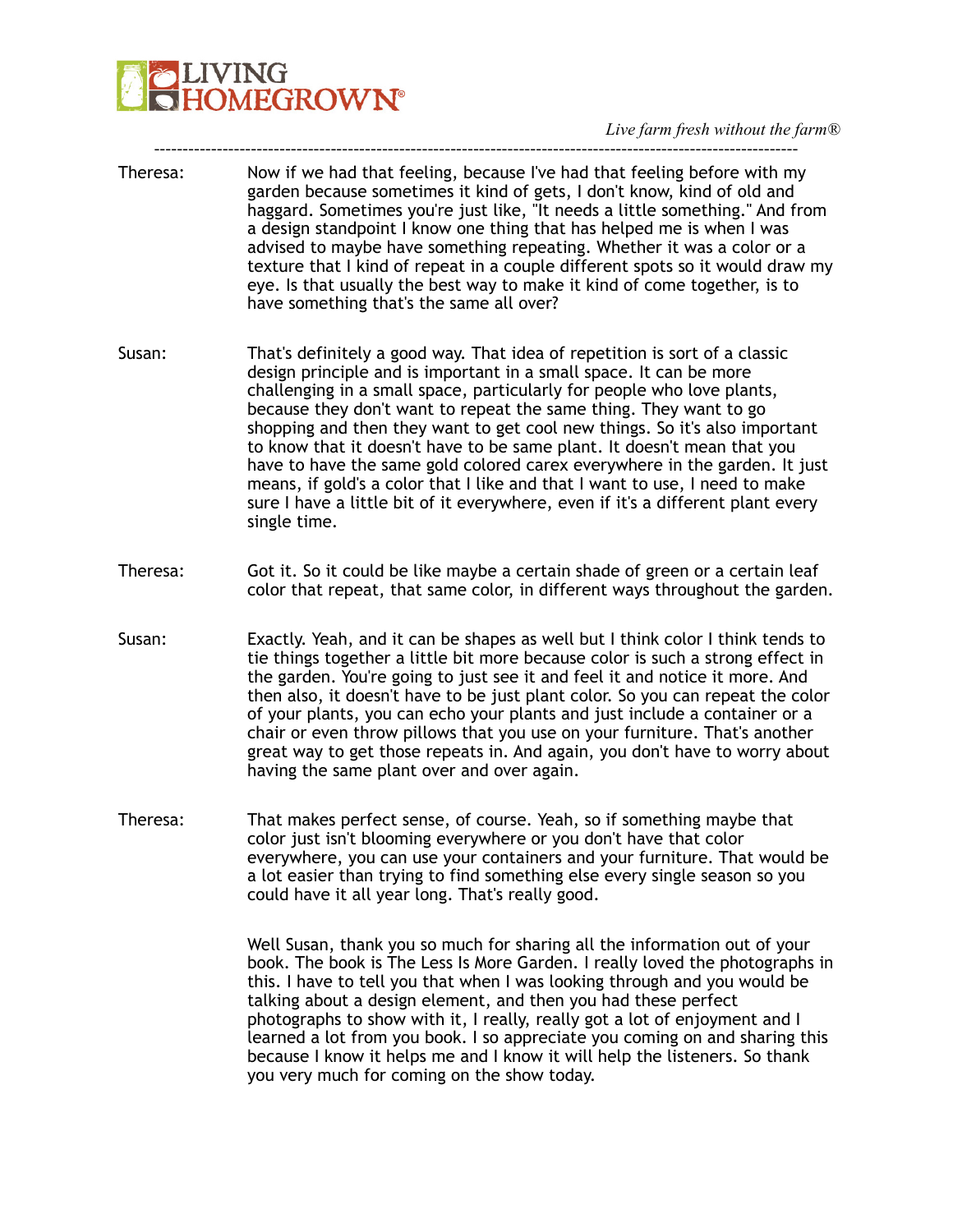**Theresa:** Now if we had that feeling, because I've had that feeling before with my garden because sometimes it kind of gets, I don't know, kind of old and haggard. Sometimes you're just like, "It needs a little something." And from a design standpoint I know one thing that has helped me is when I was advised to maybe have something repeating. Whether it was a color or a texture that I kind of repeat in a couple different spots so it would draw my eye. Is that usually the best way to make it kind of come together, is to have something that's the same all over?

**Susan:** That's definitely a good way. That idea of repetition is sort of a classic design principle and is important in a small space. It can be more challenging in a small space, particularly for people who love plants, because they don't want to repeat the same thing. They want to go shopping and then they want to get cool new things. So it's also important to know that it doesn't have to be same plant. It doesn't mean that you have to have the same gold colored carex everywhere in the garden. It just means, if gold's a color that I like and that I want to use, I need to make sure I have a little bit of it everywhere, even if it's a different plant every single time.

**Theresa:** Got it. So it could be like maybe a certain shade of green or a certain leaf color that repeat, that same color, in different ways throughout the garden.

**Susan:** Exactly. Yeah, and it can be shapes as well but I think color I think tends to tie things together a little bit more because color is such a strong effect in the garden. You're going to just see it and feel it and notice it more. And then also, it doesn't have to be just plant color. So you can repeat the color of your plants, you can echo your plants and just include a container or a chair or even throw pillows that you use on your furniture. That's another great way to get those repeats in. And again, you don't have to worry about having the same plant over and over again.

**Theresa:** That makes perfect sense, of course. Yeah, so if something maybe that color just isn't blooming everywhere or you don't have that color everywhere, you can use your containers and your furniture. That would be a lot easier than trying to find something else every single season so you could have it all year long. That's really good.

Well Susan, thank you so much for sharing all the information out of your book. The book is The Less Is More Garden. I really loved the photographs in this. I have to tell you that when I was looking through and you would be talking about a design element, and then you had these perfect photographs to show with it, I really, really got a lot of enjoyment and I learned a lot from you book. I so appreciate you coming on and sharing this because I know it helps me and I know it will help the listeners. So thank you very much for coming on the show today.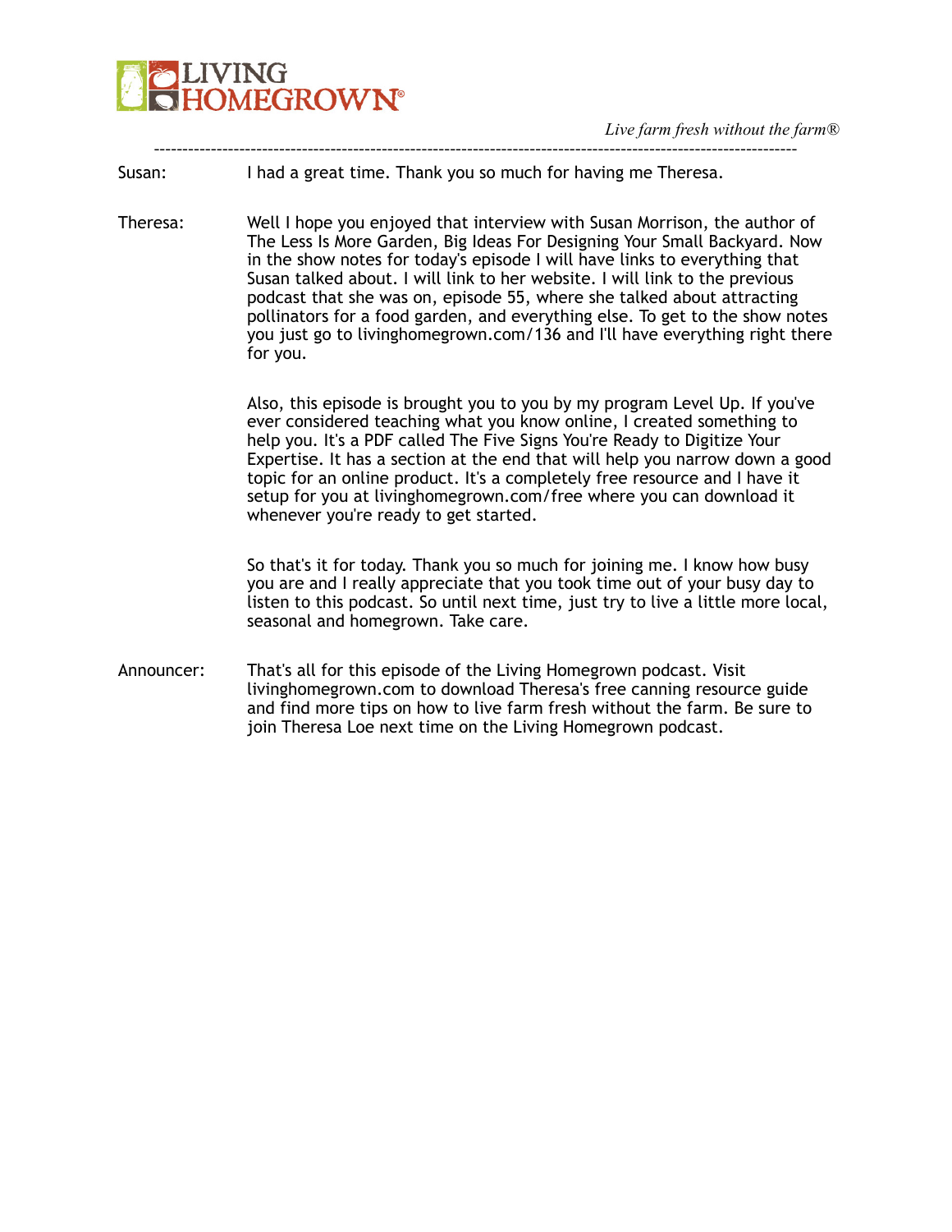Susan: I had a great time. Thank you so much for having me Theresa.

Theresa: Well I hope you enjoyed that interview with Susan Morrison, the author of The Less Is More Garden, Big Ideas For Designing Your Small Backyard. Now in the show notes for today's episode I will have links to everything that Susan talked about. I will link to her website. I will link to the previous podcast that she was on, episode 55, where she talked about attracting pollinators for a food garden, and everything else. To get to the show notes you just go to livinghomegrown.com/136 and I'll have everything right there for you.

Also, this episode is brought you to you by my program Level Up. If you've ever considered teaching what you know online, I created something to help you. It's a PDF called The Five Signs You're Ready to Digitize Your Expertise. It has a section at the end that will help you narrow down a good topic for an online product. It's a completely free resource and I have it setup for you at livinghomegrown.com/free where you can download it whenever you're ready to get started.

So that's it for today. Thank you so much for joining me. I know how busy you are and I really appreciate that you took time out of your busy day to listen to this podcast. So until next time, just try to live a little more local, seasonal and homegrown. Take care.

Announcer: That's all for this episode of the Living Homegrown podcast. Visit livinghomegrown.com to download Theresa's free canning resource guide and find more tips on how to live farm fresh without the farm. Be sure to join Theresa Loe next time on the Living Homegrown podcast.